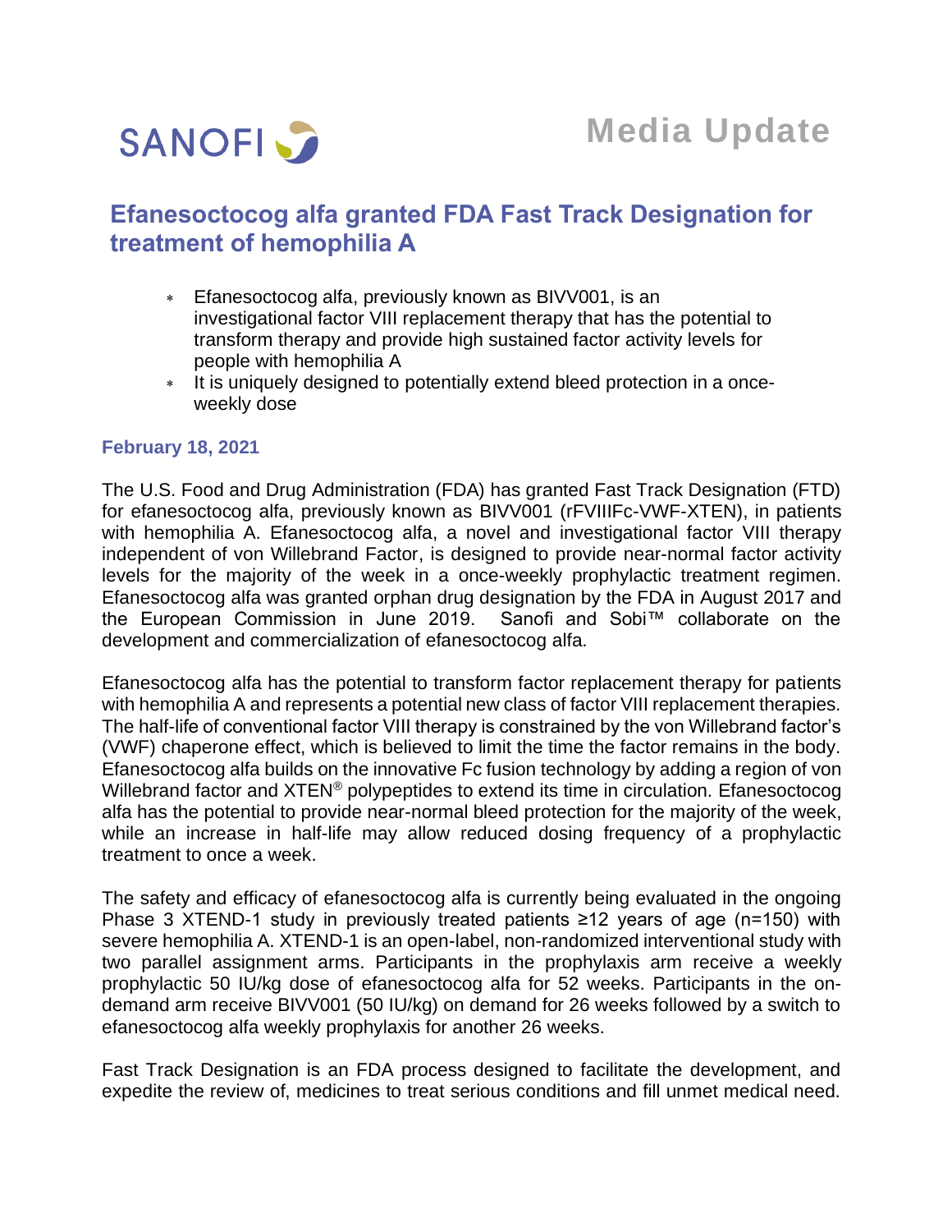SANOFI

**Media Update**

# Efanesoctocog alfa granted FDA Fast Track Designation for treatment of hemophilia A

- Efanesoctocog alfa, previously known as BIVV001, is an investigational factor VIII replacement therapy that has the potential to transform therapy and provide high sustained factor activity levels for people with hemophilia A
- It is uniquely designed to potentially extend bleed protection in a once-weekly dose

**February 18, 2021**

The U.S. Food and Drug Administration (FDA) has granted Fast Track Designation (FTD) for efanesoctocog alfa, previously known as BIVV001 (rFVIIIFc-VWF-XTEN), in patients with hemophilia A. Efanesoctocog alfa, a novel and investigational factor VIII therapy independent of von Willebrand Factor, is designed to provide near-normal factor activity levels for the majority of the week in a once-weekly prophylactic treatment regimen. Efanesoctocog alfa was granted orphan drug designation by the FDA in August 2017 and the European Commission in June 2019. Sanofi and Sobi™ collaborate on the development and commercialization of efanesoctocog alfa.

Efanesoctocog alfa has the potential to transform factor replacement therapy for patients with hemophilia A and represents a potential new class of factor VIII replacement therapies. The half-life of conventional factor VIII therapy is constrained by the von Willebrand factor's (VWF) chaperone effect, which is believed to limit the time the factor remains in the body. Efanesoctocog alfa builds on the innovative Fc fusion technology by adding a region of von Willebrand factor and XTEN® polypeptides to extend its time in circulation. Efanesoctocog alfa has the potential to provide near-normal bleed protection for the majority of the week, while an increase in half-life may allow reduced dosing frequency of a prophylactic treatment to once a week.

The safety and efficacy of efanesoctocog alfa is currently being evaluated in the ongoing Phase 3 XTEND-1 study in previously treated patients ≥12 years of age (n=150) with severe hemophilia A. XTEND-1 is an open-label, non-randomized interventional study with two parallel assignment arms. Participants in the prophylaxis arm receive a weekly prophylactic 50 IU/kg dose of efanesoctocog alfa for 52 weeks. Participants in the on-demand arm receive BIVV001 (50 IU/kg) on demand for 26 weeks followed by a switch to efanesoctocog alfa weekly prophylaxis for another 26 weeks.

Fast Track Designation is an FDA process designed to facilitate the development, and expedite the review of, medicines to treat serious conditions and fill unmet medical need.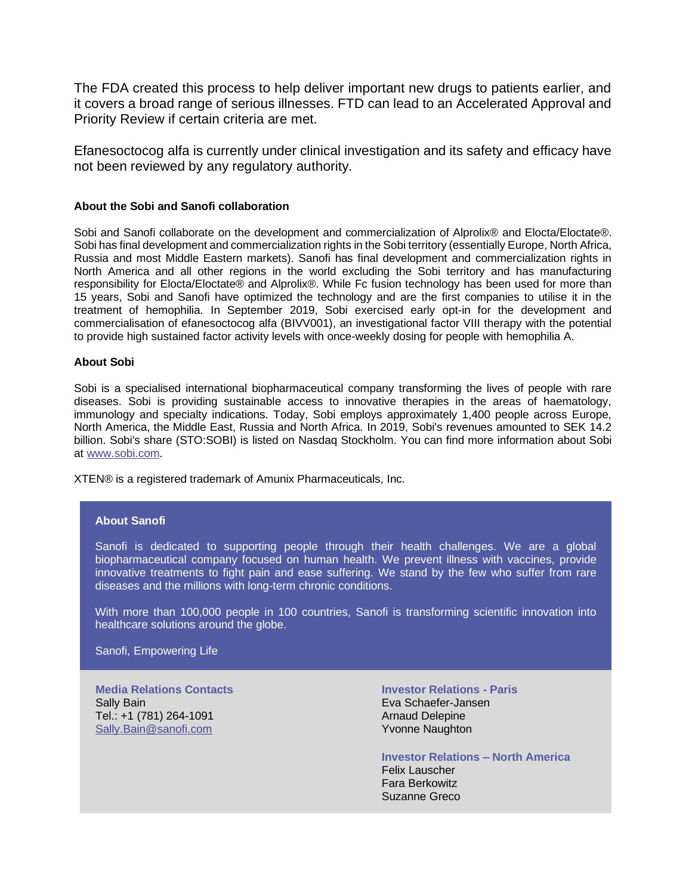The FDA created this process to help deliver important new drugs to patients earlier, and it covers a broad range of serious illnesses. FTD can lead to an Accelerated Approval and Priority Review if certain criteria are met.

Efanesoctocog alfa is currently under clinical investigation and its safety and efficacy have not been reviewed by any regulatory authority.

**About the Sobi and Sanofi collaboration**

Sobi and Sanofi collaborate on the development and commercialization of Alprolix® and Elocta/Eloctate®. Sobi has final development and commercialization rights in the Sobi territory (essentially Europe, North Africa, Russia and most Middle Eastern markets). Sanofi has final development and commercialization rights in North America and all other regions in the world excluding the Sobi territory and has manufacturing responsibility for Elocta/Eloctate® and Alprolix®. While Fc fusion technology has been used for more than 15 years, Sobi and Sanofi have optimized the technology and are the first companies to utilise it in the treatment of hemophilia. In September 2019, Sobi exercised early opt-in for the development and commercialisation of efanesoctocog alfa (BIVV001), an investigational factor VIII therapy with the potential to provide high sustained factor activity levels with once-weekly dosing for people with hemophilia A.

**About Sobi**

Sobi is a specialised international biopharmaceutical company transforming the lives of people with rare diseases. Sobi is providing sustainable access to innovative therapies in the areas of haematology, immunology and specialty indications. Today, Sobi employs approximately 1,400 people across Europe, North America, the Middle East, Russia and North Africa. In 2019, Sobi's revenues amounted to SEK 14.2 billion. Sobi's share (STO:SOBI) is listed on Nasdaq Stockholm. You can find more information about Sobi at www.sobi.com.

XTEN® is a registered trademark of Amunix Pharmaceuticals, Inc.

**About Sanofi**

Sanofi is dedicated to supporting people through their health challenges. We are a global biopharmaceutical company focused on human health. We prevent illness with vaccines, provide innovative treatments to fight pain and ease suffering. We stand by the few who suffer from rare diseases and the millions with long-term chronic conditions.

With more than 100,000 people in 100 countries, Sanofi is transforming scientific innovation into healthcare solutions around the globe.

Sanofi, Empowering Life

**Media Relations Contacts**
Sally Bain
Tel.: +1 (781) 264-1091
Sally.Bain@sanofi.com

**Investor Relations - Paris**
Eva Schaefer-Jansen
Arnaud Delepine
Yvonne Naughton

**Investor Relations – North America**
Felix Lauscher
Fara Berkowitz
Suzanne Greco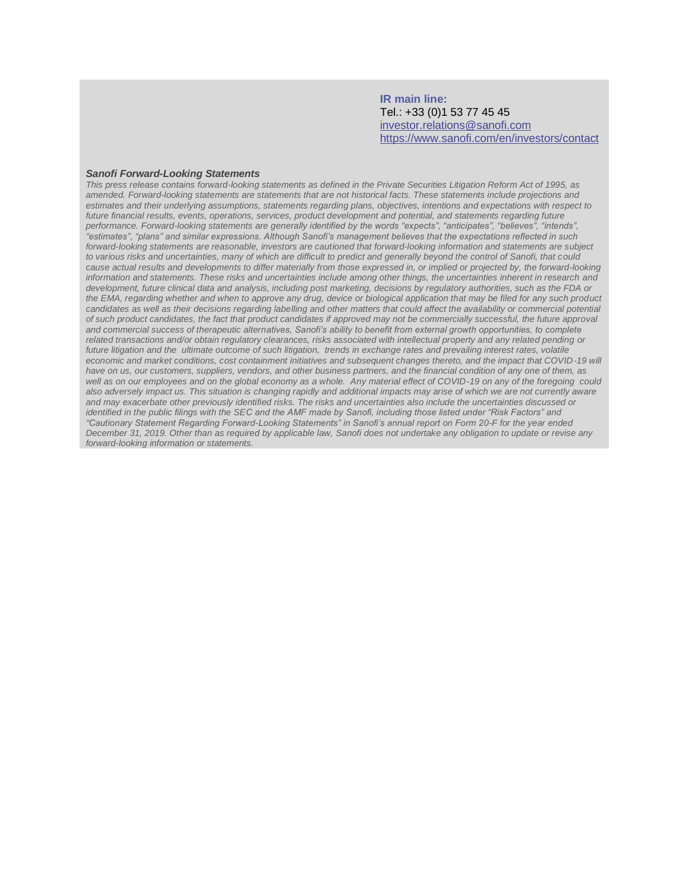**IR main line:**
Tel.: +33 (0)1 53 77 45 45
[investor.relations@sanofi.com](mailto:investor.relations@sanofi.com)
[https://www.sanofi.com/en/investors/contact](https://www.sanofi.com/en/investors/contact)

***Sanofi Forward-Looking Statements***

*This press release contains forward-looking statements as defined in the Private Securities Litigation Reform Act of 1995, as amended. Forward-looking statements are statements that are not historical facts. These statements include projections and estimates and their underlying assumptions, statements regarding plans, objectives, intentions and expectations with respect to future financial results, events, operations, services, product development and potential, and statements regarding future performance. Forward-looking statements are generally identified by the words "expects", "anticipates", "believes", "intends", "estimates", "plans" and similar expressions. Although Sanofi's management believes that the expectations reflected in such forward-looking statements are reasonable, investors are cautioned that forward-looking information and statements are subject to various risks and uncertainties, many of which are difficult to predict and generally beyond the control of Sanofi, that could cause actual results and developments to differ materially from those expressed in, or implied or projected by, the forward-looking information and statements. These risks and uncertainties include among other things, the uncertainties inherent in research and development, future clinical data and analysis, including post marketing, decisions by regulatory authorities, such as the FDA or the EMA, regarding whether and when to approve any drug, device or biological application that may be filed for any such product candidates as well as their decisions regarding labelling and other matters that could affect the availability or commercial potential of such product candidates, the fact that product candidates if approved may not be commercially successful, the future approval and commercial success of therapeutic alternatives, Sanofi's ability to benefit from external growth opportunities, to complete related transactions and/or obtain regulatory clearances, risks associated with intellectual property and any related pending or future litigation and the ultimate outcome of such litigation, trends in exchange rates and prevailing interest rates, volatile economic and market conditions, cost containment initiatives and subsequent changes thereto, and the impact that COVID-19 will have on us, our customers, suppliers, vendors, and other business partners, and the financial condition of any one of them, as well as on our employees and on the global economy as a whole. Any material effect of COVID-19 on any of the foregoing could also adversely impact us. This situation is changing rapidly and additional impacts may arise of which we are not currently aware and may exacerbate other previously identified risks. The risks and uncertainties also include the uncertainties discussed or identified in the public filings with the SEC and the AMF made by Sanofi, including those listed under "Risk Factors" and "Cautionary Statement Regarding Forward-Looking Statements" in Sanofi's annual report on Form 20-F for the year ended December 31, 2019. Other than as required by applicable law, Sanofi does not undertake any obligation to update or revise any forward-looking information or statements.*